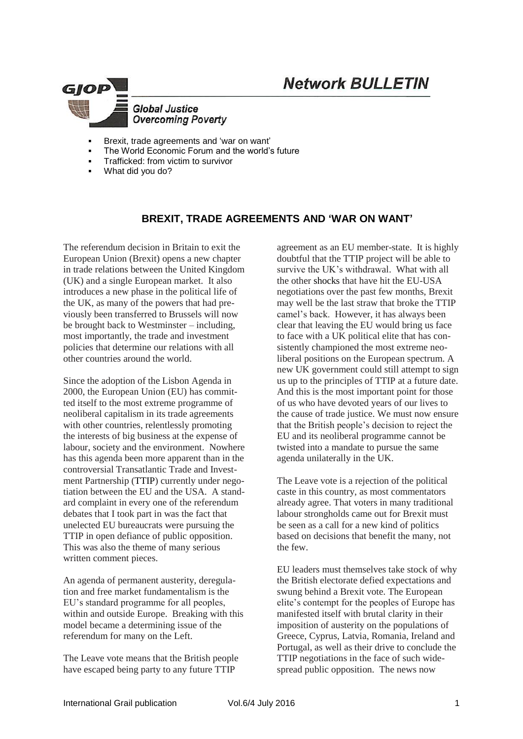# Network BULLETIN

**GJOP**

*Global Justice Overcoming Poverty*

- Brexit, trade agreements and 'war on want'
- The World Economic Forum and the world's future
- Trafficked: from victim to survivor
- What did you do?

## BREXIT, TRADE AGREEMENTS AND 'WAR ON WANT'

The referendum decision in Britain to exit the European Union (Brexit) opens a new chapter in trade relations between the United Kingdom (UK) and a single European market. It also introduces a new phase in the political life of the UK, as many of the powers that had previously been transferred to Brussels will now be brought back to Westminster – including, most importantly, the trade and investment policies that determine our relations with all other countries around the world.

Since the adoption of the Lisbon Agenda in 2000, the European Union (EU) has committed itself to the most extreme programme of neoliberal capitalism in its trade agreements with other countries, relentlessly promoting the interests of big business at the expense of labour, society and the environment. Nowhere has this agenda been more apparent than in the controversial Transatlantic Trade and Investment Partnership (TTIP) currently under negotiation between the EU and the USA. A standard complaint in every one of the referendum debates that I took part in was the fact that unelected EU bureaucrats were pursuing the TTIP in open defiance of public opposition. This was also the theme of many serious written comment pieces.

An agenda of permanent austerity, deregulation and free market fundamentalism is the EU's standard programme for all peoples, within and outside Europe. Breaking with this model became a determining issue of the referendum for many on the Left.

The Leave vote means that the British people have escaped being party to any future TTIP agreement as an EU member-state. It is highly doubtful that the TTIP project will be able to survive the UK's withdrawal. What with all the other shocks that have hit the EU-USA negotiations over the past few months, Brexit may well be the last straw that broke the TTIP camel's back. However, it has always been clear that leaving the EU would bring us face to face with a UK political elite that has consistently championed the most extreme neoliberal positions on the European spectrum. A new UK government could still attempt to sign us up to the principles of TTIP at a future date. And this is the most important point for those of us who have devoted years of our lives to the cause of trade justice. We must now ensure that the British people's decision to reject the EU and its neoliberal programme cannot be twisted into a mandate to pursue the same agenda unilaterally in the UK.

The Leave vote is a rejection of the political caste in this country, as most commentators already agree. That voters in many traditional labour strongholds came out for Brexit must be seen as a call for a new kind of politics based on decisions that benefit the many, not the few.

EU leaders must themselves take stock of why the British electorate defied expectations and swung behind a Brexit vote. The European elite's contempt for the peoples of Europe has manifested itself with brutal clarity in their imposition of austerity on the populations of Greece, Cyprus, Latvia, Romania, Ireland and Portugal, as well as their drive to conclude the TTIP negotiations in the face of such widespread public opposition. The news now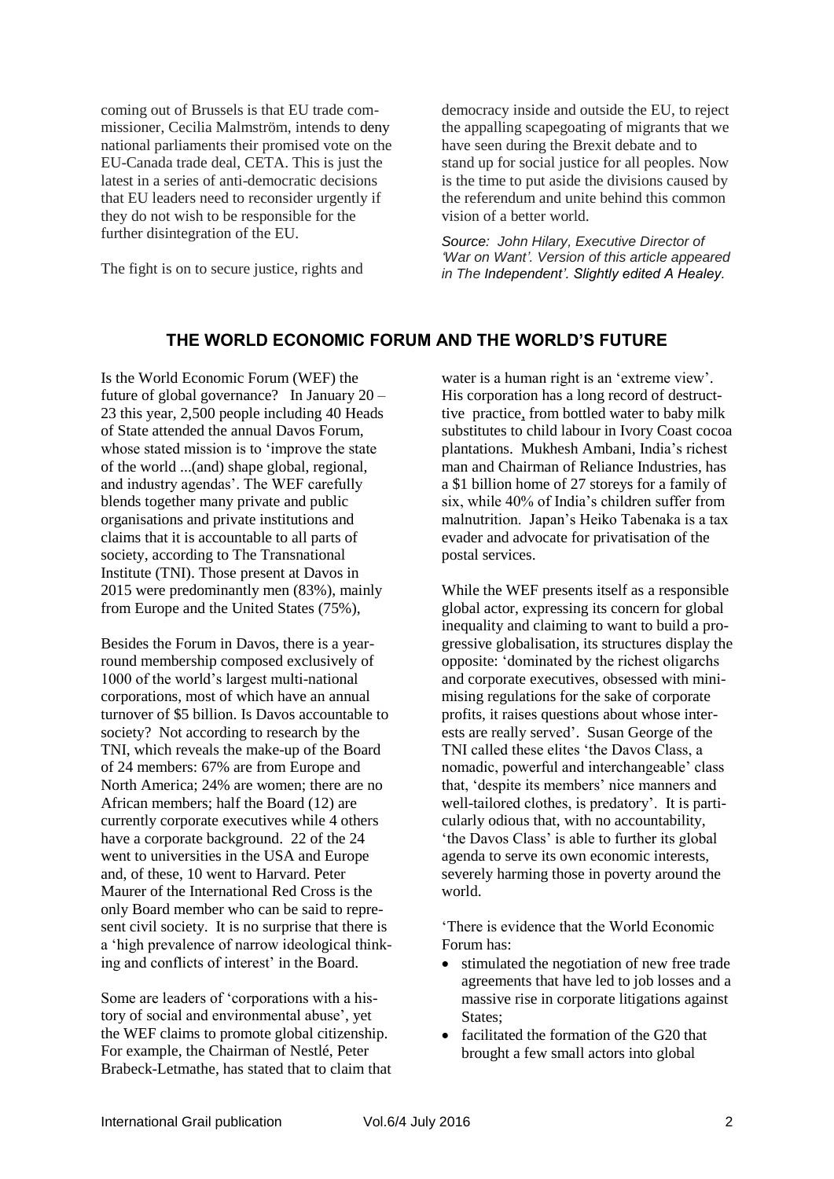coming out of Brussels is that EU trade commissioner, Cecilia Malmström, intends to deny national parliaments their promised vote on the EU-Canada trade deal, CETA. This is just the latest in a series of anti-democratic decisions that EU leaders need to reconsider urgently if they do not wish to be responsible for the further disintegration of the EU.

The fight is on to secure justice, rights and democracy inside and outside the EU, to reject the appalling scapegoating of migrants that we have seen during the Brexit debate and to stand up for social justice for all peoples. Now is the time to put aside the divisions caused by the referendum and unite behind this common vision of a better world.

*Source: John Hilary, Executive Director of 'War on Want'. Version of this article appeared in The Independent'. Slightly edited A Healey.*

## THE WORLD ECONOMIC FORUM AND THE WORLD'S FUTURE

Is the World Economic Forum (WEF) the future of global governance? In January 20 – 23 this year, 2,500 people including 40 Heads of State attended the annual Davos Forum, whose stated mission is to 'improve the state of the world ...(and) shape global, regional, and industry agendas'. The WEF carefully blends together many private and public organisations and private institutions and claims that it is accountable to all parts of society, according to The Transnational Institute (TNI). Those present at Davos in 2015 were predominantly men (83%), mainly from Europe and the United States (75%),

Besides the Forum in Davos, there is a year-round membership composed exclusively of 1000 of the world's largest multi-national corporations, most of which have an annual turnover of $5 billion. Is Davos accountable to society? Not according to research by the TNI, which reveals the make-up of the Board of 24 members: 67% are from Europe and North America; 24% are women; there are no African members; half the Board (12) are currently corporate executives while 4 others have a corporate background. 22 of the 24 went to universities in the USA and Europe and, of these, 10 went to Harvard. Peter Maurer of the International Red Cross is the only Board member who can be said to represent civil society. It is no surprise that there is a 'high prevalence of narrow ideological thinking and conflicts of interest' in the Board.

Some are leaders of 'corporations with a history of social and environmental abuse', yet the WEF claims to promote global citizenship. For example, the Chairman of Nestlé, Peter Brabeck-Letmathe, has stated that to claim that water is a human right is an 'extreme view'. His corporation has a long record of destructtive practice, from bottled water to baby milk substitutes to child labour in Ivory Coast cocoa plantations. Mukhesh Ambani, India's richest man and Chairman of Reliance Industries, has a $1 billion home of 27 storeys for a family of six, while 40% of India's children suffer from malnutrition. Japan's Heiko Tabenaka is a tax evader and advocate for privatisation of the postal services.

While the WEF presents itself as a responsible global actor, expressing its concern for global inequality and claiming to want to build a progressive globalisation, its structures display the opposite: 'dominated by the richest oligarchs and corporate executives, obsessed with minimising regulations for the sake of corporate profits, it raises questions about whose interests are really served'. Susan George of the TNI called these elites 'the Davos Class, a nomadic, powerful and interchangeable' class that, 'despite its members' nice manners and well-tailored clothes, is predatory'. It is particularly odious that, with no accountability, 'the Davos Class' is able to further its global agenda to serve its own economic interests, severely harming those in poverty around the world.

'There is evidence that the World Economic Forum has:

- stimulated the negotiation of new free trade agreements that have led to job losses and a massive rise in corporate litigations against States;
- facilitated the formation of the G20 that brought a few small actors into global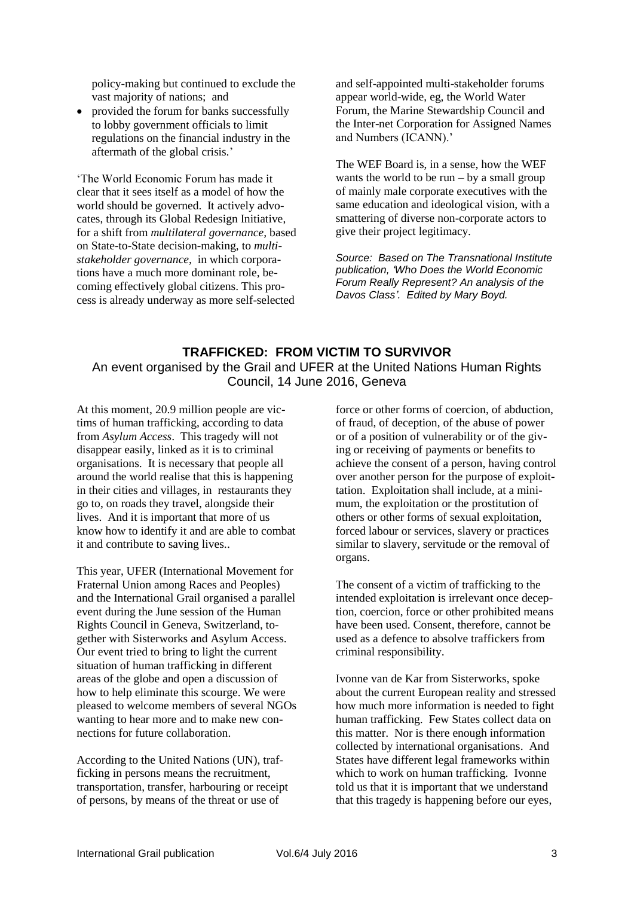policy-making but continued to exclude the vast majority of nations; and

- provided the forum for banks successfully to lobby government officials to limit regulations on the financial industry in the aftermath of the global crisis.'

'The World Economic Forum has made it clear that it sees itself as a model of how the world should be governed. It actively advocates, through its Global Redesign Initiative, for a shift from *multilateral governance,* based on State-to-State decision-making, to *multi-stakeholder governance,* in which corporations have a much more dominant role, becoming effectively global citizens. This process is already underway as more self-selected and self-appointed multi-stakeholder forums appear world-wide, eg, the World Water Forum, the Marine Stewardship Council and the Inter-net Corporation for Assigned Names and Numbers (ICANN).'

The WEF Board is, in a sense, how the WEF wants the world to be run – by a small group of mainly male corporate executives with the same education and ideological vision, with a smattering of diverse non-corporate actors to give their project legitimacy.

*Source: Based on The Transnational Institute publication, 'Who Does the World Economic Forum Really Represent? An analysis of the Davos Class'. Edited by Mary Boyd.*

## TRAFFICKED: FROM VICTIM TO SURVIVOR

An event organised by the Grail and UFER at the United Nations Human Rights Council, 14 June 2016, Geneva

At this moment, 20.9 million people are victims of human trafficking, according to data from *Asylum Access*. This tragedy will not disappear easily, linked as it is to criminal organisations. It is necessary that people all around the world realise that this is happening in their cities and villages, in restaurants they go to, on roads they travel, alongside their lives. And it is important that more of us know how to identify it and are able to combat it and contribute to saving lives..

This year, UFER (International Movement for Fraternal Union among Races and Peoples) and the International Grail organised a parallel event during the June session of the Human Rights Council in Geneva, Switzerland, together with Sisterworks and Asylum Access. Our event tried to bring to light the current situation of human trafficking in different areas of the globe and open a discussion of how to help eliminate this scourge. We were pleased to welcome members of several NGOs wanting to hear more and to make new connections for future collaboration.

According to the United Nations (UN), trafficking in persons means the recruitment, transportation, transfer, harbouring or receipt of persons, by means of the threat or use of force or other forms of coercion, of abduction, of fraud, of deception, of the abuse of power or of a position of vulnerability or of the giving or receiving of payments or benefits to achieve the consent of a person, having control over another person for the purpose of exploittation. Exploitation shall include, at a minimum, the exploitation or the prostitution of others or other forms of sexual exploitation, forced labour or services, slavery or practices similar to slavery, servitude or the removal of organs.

The consent of a victim of trafficking to the intended exploitation is irrelevant once deception, coercion, force or other prohibited means have been used. Consent, therefore, cannot be used as a defence to absolve traffickers from criminal responsibility.

Ivonne van de Kar from Sisterworks, spoke about the current European reality and stressed how much more information is needed to fight human trafficking. Few States collect data on this matter. Nor is there enough information collected by international organisations. And States have different legal frameworks within which to work on human trafficking. Ivonne told us that it is important that we understand that this tragedy is happening before our eyes,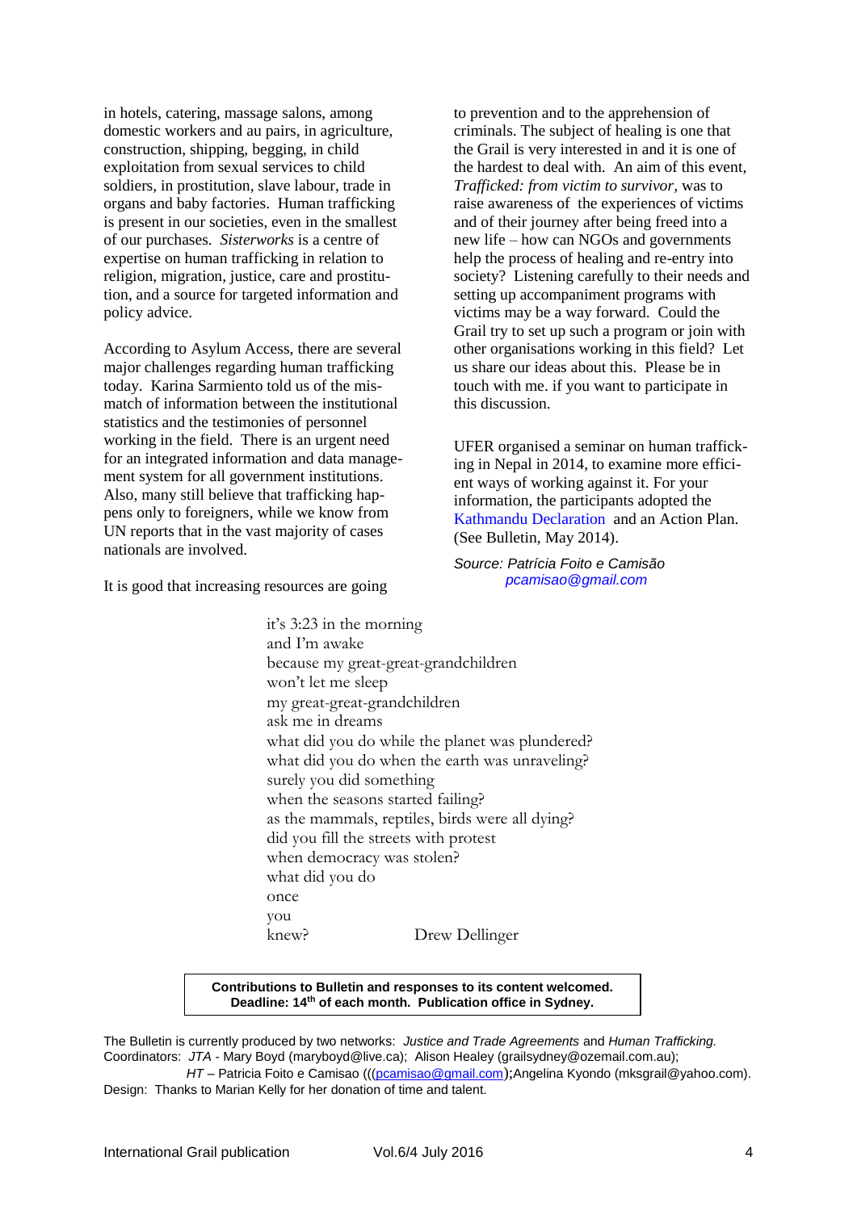in hotels, catering, massage salons, among domestic workers and au pairs, in agriculture, construction, shipping, begging, in child exploitation from sexual services to child soldiers, in prostitution, slave labour, trade in organs and baby factories. Human trafficking is present in our societies, even in the smallest of our purchases. *Sisterworks* is a centre of expertise on human trafficking in relation to religion, migration, justice, care and prostitution, and a source for targeted information and policy advice.

According to Asylum Access, there are several major challenges regarding human trafficking today. Karina Sarmiento told us of the mismatch of information between the institutional statistics and the testimonies of personnel working in the field. There is an urgent need for an integrated information and data management system for all government institutions. Also, many still believe that trafficking happens only to foreigners, while we know from UN reports that in the vast majority of cases nationals are involved.

It is good that increasing resources are going to prevention and to the apprehension of criminals. The subject of healing is one that the Grail is very interested in and it is one of the hardest to deal with. An aim of this event, *Trafficked: from victim to survivor*, was to raise awareness of the experiences of victims and of their journey after being freed into a new life – how can NGOs and governments help the process of healing and re-entry into society? Listening carefully to their needs and setting up accompaniment programs with victims may be a way forward. Could the Grail try to set up such a program or join with other organisations working in this field? Let us share our ideas about this. Please be in touch with me. if you want to participate in this discussion.

UFER organised a seminar on human trafficking in Nepal in 2014, to examine more efficient ways of working against it. For your information, the participants adopted the Kathmandu Declaration and an Action Plan. (See Bulletin, May 2014).

*Source: Patrícia Foito e Camisão*
*pcamisao@gmail.com*

it's 3:23 in the morning
and I'm awake
because my great-great-grandchildren
won't let me sleep
my great-great-grandchildren
ask me in dreams
what did you do while the planet was plundered?
what did you do when the earth was unraveling?
surely you did something
when the seasons started failing?
as the mammals, reptiles, birds were all dying?
did you fill the streets with protest
when democracy was stolen?
what did you do
once
you
knew?

Drew Dellinger

**Contributions to Bulletin and responses to its content welcomed.**
**Deadline: 14th of each month. Publication office in Sydney.**

The Bulletin is currently produced by two networks: *Justice and Trade Agreements* and *Human Trafficking.*
Coordinators: *JTA* - Mary Boyd (maryboyd@live.ca); Alison Healey (grailsydney@ozemail.com.au);
*HT* – Patricia Foito e Camisao (((pcamisao@gmail.com);Angelina Kyondo (mksgrail@yahoo.com).
Design: Thanks to Marian Kelly for her donation of time and talent.